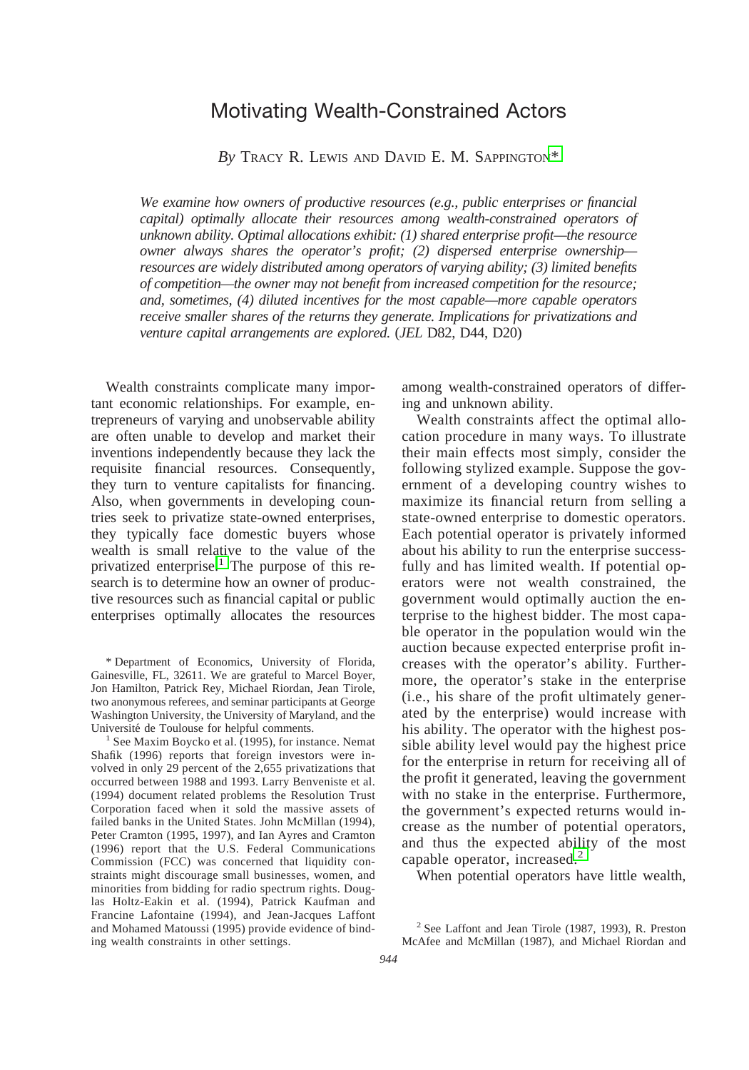# Motivating Wealth-Constrained Actors

*By* TRACY R. LEWIS AND DAVID E. M. SAPPINGTON*

*We examine how owners of productive resources (e.g., public enterprises or financial capital) optimally allocate their resources among wealth-constrained operators of unknown ability. Optimal allocations exhibit: (1) shared enterprise profit—the resource owner always shares the operator's profit; (2) dispersed enterprise ownership—resources are widely distributed among operators of varying ability; (3) limited benefits of competition—the owner may not benefit from increased competition for the resource; and, sometimes, (4) diluted incentives for the most capable—more capable operators receive smaller shares of the returns they generate. Implications for privatizations and venture capital arrangements are explored.* (*JEL* D82, D44, D20)

Wealth constraints complicate many important economic relationships. For example, entrepreneurs of varying and unobservable ability are often unable to develop and market their inventions independently because they lack the requisite financial resources. Consequently, they turn to venture capitalists for financing. Also, when governments in developing countries seek to privatize state-owned enterprises, they typically face domestic buyers whose wealth is small relative to the value of the privatized enterprise.[1] The purpose of this research is to determine how an owner of productive resources such as financial capital or public enterprises optimally allocates the resources among wealth-constrained operators of differing and unknown ability.

Wealth constraints affect the optimal allocation procedure in many ways. To illustrate their main effects most simply, consider the following stylized example. Suppose the government of a developing country wishes to maximize its financial return from selling a state-owned enterprise to domestic operators. Each potential operator is privately informed about his ability to run the enterprise successfully and has limited wealth. If potential operators were not wealth constrained, the government would optimally auction the enterprise to the highest bidder. The most capable operator in the population would win the auction because expected enterprise profit increases with the operator's ability. Furthermore, the operator's stake in the enterprise (i.e., his share of the profit ultimately generated by the enterprise) would increase with his ability. The operator with the highest possible ability level would pay the highest price for the enterprise in return for receiving all of the profit it generated, leaving the government with no stake in the enterprise. Furthermore, the government's expected returns would increase as the number of potential operators, and thus the expected ability of the most capable operator, increased.[2]

When potential operators have little wealth,

---

\* Department of Economics, University of Florida, Gainesville, FL, 32611. We are grateful to Marcel Boyer, Jon Hamilton, Patrick Rey, Michael Riordan, Jean Tirole, two anonymous referees, and seminar participants at George Washington University, the University of Maryland, and the Université de Toulouse for helpful comments.

[1] See Maxim Boycko et al. (1995), for instance. Nemat Shafik (1996) reports that foreign investors were involved in only 29 percent of the 2,655 privatizations that occurred between 1988 and 1993. Larry Benveniste et al. (1994) document related problems the Resolution Trust Corporation faced when it sold the massive assets of failed banks in the United States. John McMillan (1994), Peter Cramton (1995, 1997), and Ian Ayres and Cramton (1996) report that the U.S. Federal Communications Commission (FCC) was concerned that liquidity constraints might discourage small businesses, women, and minorities from bidding for radio spectrum rights. Douglas Holtz-Eakin et al. (1994), Patrick Kaufman and Francine Lafontaine (1994), and Jean-Jacques Laffont and Mohamed Matoussi (1995) provide evidence of binding wealth constraints in other settings.

[2] See Laffont and Jean Tirole (1987, 1993), R. Preston McAfee and McMillan (1987), and Michael Riordan and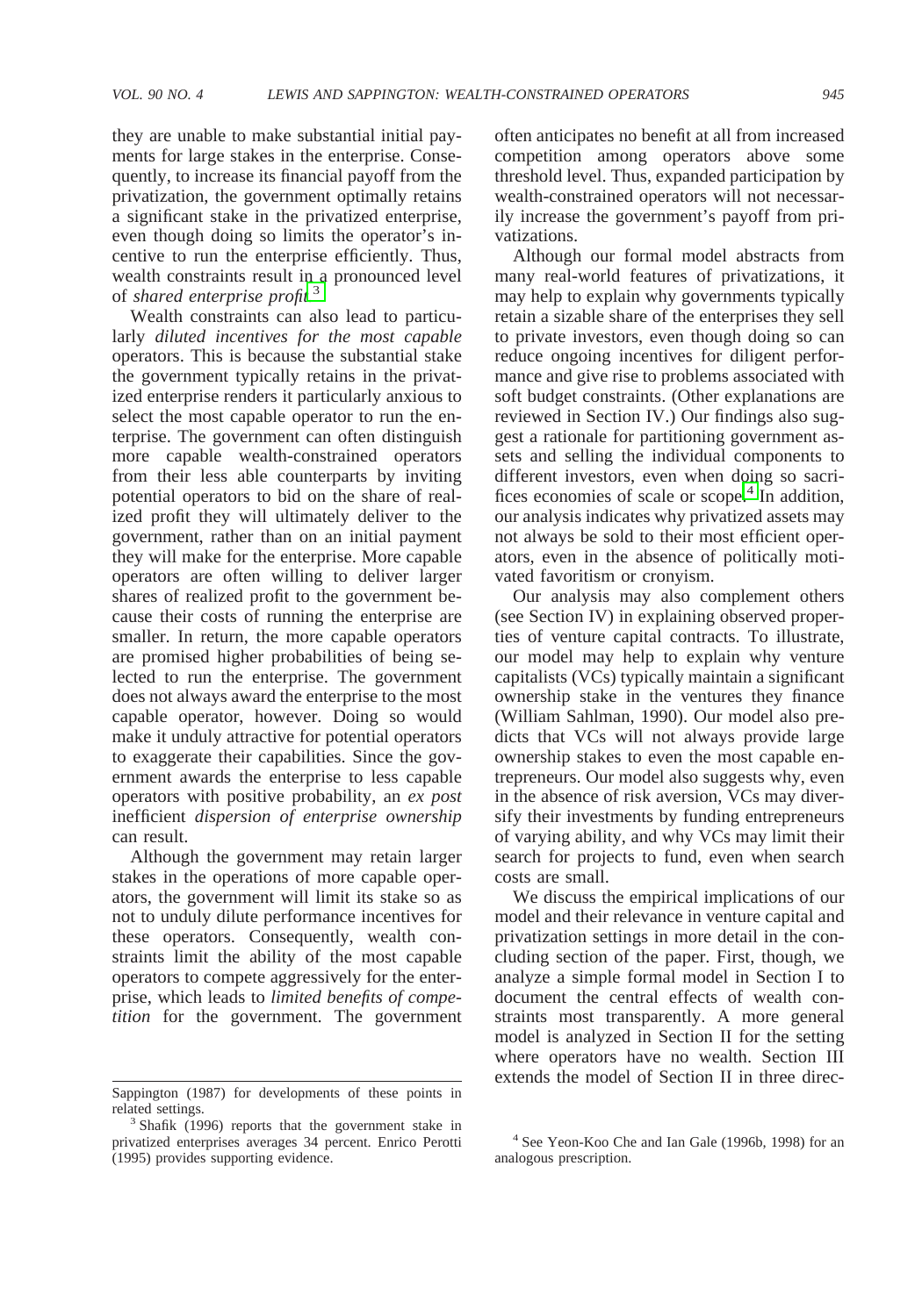they are unable to make substantial initial payments for large stakes in the enterprise. Consequently, to increase its financial payoff from the privatization, the government optimally retains a significant stake in the privatized enterprise, even though doing so limits the operator's incentive to run the enterprise efficiently. Thus, wealth constraints result in a pronounced level of *shared enterprise profit*.[3]

Wealth constraints can also lead to particularly *diluted incentives for the most capable* operators. This is because the substantial stake the government typically retains in the privatized enterprise renders it particularly anxious to select the most capable operator to run the enterprise. The government can often distinguish more capable wealth-constrained operators from their less able counterparts by inviting potential operators to bid on the share of realized profit they will ultimately deliver to the government, rather than on an initial payment they will make for the enterprise. More capable operators are often willing to deliver larger shares of realized profit to the government because their costs of running the enterprise are smaller. In return, the more capable operators are promised higher probabilities of being selected to run the enterprise. The government does not always award the enterprise to the most capable operator, however. Doing so would make it unduly attractive for potential operators to exaggerate their capabilities. Since the government awards the enterprise to less capable operators with positive probability, an *ex post* inefficient *dispersion of enterprise ownership* can result.

Although the government may retain larger stakes in the operations of more capable operators, the government will limit its stake so as not to unduly dilute performance incentives for these operators. Consequently, wealth constraints limit the ability of the most capable operators to compete aggressively for the enterprise, which leads to *limited benefits of competition* for the government. The government often anticipates no benefit at all from increased competition among operators above some threshold level. Thus, expanded participation by wealth-constrained operators will not necessarily increase the government's payoff from privatizations.

Although our formal model abstracts from many real-world features of privatizations, it may help to explain why governments typically retain a sizable share of the enterprises they sell to private investors, even though doing so can reduce ongoing incentives for diligent performance and give rise to problems associated with soft budget constraints. (Other explanations are reviewed in Section IV.) Our findings also suggest a rationale for partitioning government assets and selling the individual components to different investors, even when doing so sacrifices economies of scale or scope.[4] In addition, our analysis indicates why privatized assets may not always be sold to their most efficient operators, even in the absence of politically motivated favoritism or cronyism.

Our analysis may also complement others (see Section IV) in explaining observed properties of venture capital contracts. To illustrate, our model may help to explain why venture capitalists (VCs) typically maintain a significant ownership stake in the ventures they finance (William Sahlman, 1990). Our model also predicts that VCs will not always provide large ownership stakes to even the most capable entrepreneurs. Our model also suggests why, even in the absence of risk aversion, VCs may diversify their investments by funding entrepreneurs of varying ability, and why VCs may limit their search for projects to fund, even when search costs are small.

We discuss the empirical implications of our model and their relevance in venture capital and privatization settings in more detail in the concluding section of the paper. First, though, we analyze a simple formal model in Section I to document the central effects of wealth constraints most transparently. A more general model is analyzed in Section II for the setting where operators have no wealth. Section III extends the model of Section II in three direc-

---

Sappington (1987) for developments of these points in related settings.

[3] Shafik (1996) reports that the government stake in privatized enterprises averages 34 percent. Enrico Perotti (1995) provides supporting evidence.

[4] See Yeon-Koo Che and Ian Gale (1996b, 1998) for an analogous prescription.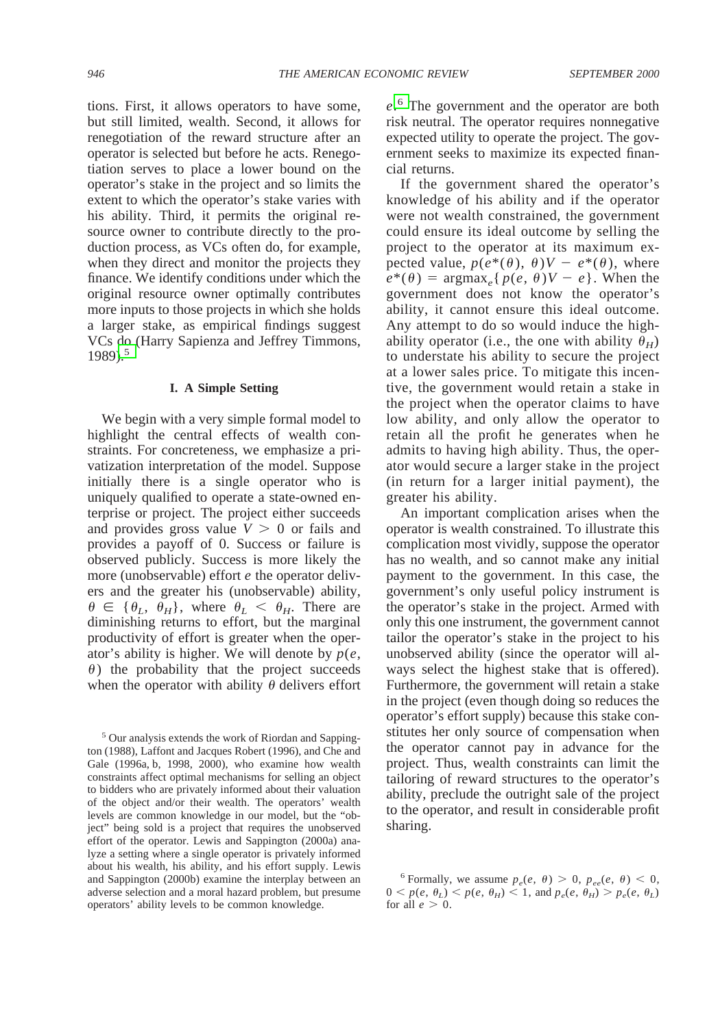tions. First, it allows operators to have some, but still limited, wealth. Second, it allows for renegotiation of the reward structure after an operator is selected but before he acts. Renegotiation serves to place a lower bound on the operator's stake in the project and so limits the extent to which the operator's stake varies with his ability. Third, it permits the original resource owner to contribute directly to the production process, as VCs often do, for example, when they direct and monitor the projects they finance. We identify conditions under which the original resource owner optimally contributes more inputs to those projects in which she holds a larger stake, as empirical findings suggest VCs do (Harry Sapienza and Jeffrey Timmons, 1989).[5]

## I. A Simple Setting

We begin with a very simple formal model to highlight the central effects of wealth constraints. For concreteness, we emphasize a privatization interpretation of the model. Suppose initially there is a single operator who is uniquely qualified to operate a state-owned enterprise or project. The project either succeeds and provides gross value $V > 0$ or fails and provides a payoff of 0. Success or failure is observed publicly. Success is more likely the more (unobservable) effort $e$ the operator delivers and the greater his (unobservable) ability, $\theta \in \{\theta_L, \theta_H\}$, where $\theta_L < \theta_H$. There are diminishing returns to effort, but the marginal productivity of effort is greater when the operator's ability is higher. We will denote by $p(e, \theta)$ the probability that the project succeeds when the operator with ability $\theta$ delivers effort $e$.[6] The government and the operator are both risk neutral. The operator requires nonnegative expected utility to operate the project. The government seeks to maximize its expected financial returns.

If the government shared the operator's knowledge of his ability and if the operator were not wealth constrained, the government could ensure its ideal outcome by selling the project to the operator at its maximum expected value, $p(e^*(\theta), \theta)V - e^*(\theta)$, where $e^*(\theta) = \text{argmax}_e\{p(e, \theta)V - e\}$. When the government does not know the operator's ability, it cannot ensure this ideal outcome. Any attempt to do so would induce the high-ability operator (i.e., the one with ability $\theta_H$) to understate his ability to secure the project at a lower sales price. To mitigate this incentive, the government would retain a stake in the project when the operator claims to have low ability, and only allow the operator to retain all the profit he generates when he admits to having high ability. Thus, the operator would secure a larger stake in the project (in return for a larger initial payment), the greater his ability.

An important complication arises when the operator is wealth constrained. To illustrate this complication most vividly, suppose the operator has no wealth, and so cannot make any initial payment to the government. In this case, the government's only useful policy instrument is the operator's stake in the project. Armed with only this one instrument, the government cannot tailor the operator's stake in the project to his unobserved ability (since the operator will always select the highest stake that is offered). Furthermore, the government will retain a stake in the project (even though doing so reduces the operator's effort supply) because this stake constitutes her only source of compensation when the operator cannot pay in advance for the project. Thus, wealth constraints can limit the tailoring of reward structures to the operator's ability, preclude the outright sale of the project to the operator, and result in considerable profit sharing.

[5] Our analysis extends the work of Riordan and Sappington (1988), Laffont and Jacques Robert (1996), and Che and Gale (1996a, b, 1998, 2000), who examine how wealth constraints affect optimal mechanisms for selling an object to bidders who are privately informed about their valuation of the object and/or their wealth. The operators' wealth levels are common knowledge in our model, but the "object" being sold is a project that requires the unobserved effort of the operator. Lewis and Sappington (2000a) analyze a setting where a single operator is privately informed about his wealth, his ability, and his effort supply. Lewis and Sappington (2000b) examine the interplay between an adverse selection and a moral hazard problem, but presume operators' ability levels to be common knowledge.

[6] Formally, we assume $p_e(e, \theta) > 0$, $p_{ee}(e, \theta) < 0$, $0 < p(e, \theta_L) < p(e, \theta_H) < 1$, and $p_e(e, \theta_H) > p_e(e, \theta_L)$ for all $e > 0$.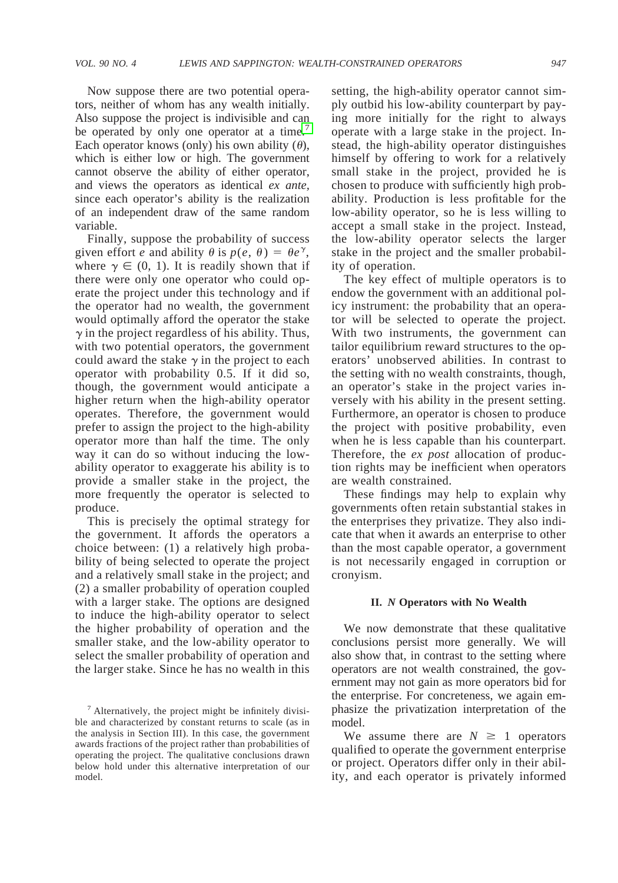Now suppose there are two potential operators, neither of whom has any wealth initially. Also suppose the project is indivisible and can be operated by only one operator at a time.[7] Each operator knows (only) his own ability ($\theta$), which is either low or high. The government cannot observe the ability of either operator, and views the operators as identical *ex ante*, since each operator's ability is the realization of an independent draw of the same random variable.

Finally, suppose the probability of success given effort $e$ and ability $\theta$ is $p(e, \theta) = \theta e^{\gamma}$, where $\gamma \in (0, 1)$. It is readily shown that if there were only one operator who could operate the project under this technology and if the operator had no wealth, the government would optimally afford the operator the stake $\gamma$ in the project regardless of his ability. Thus, with two potential operators, the government could award the stake $\gamma$ in the project to each operator with probability 0.5. If it did so, though, the government would anticipate a higher return when the high-ability operator operates. Therefore, the government would prefer to assign the project to the high-ability operator more than half the time. The only way it can do so without inducing the low-ability operator to exaggerate his ability is to provide a smaller stake in the project, the more frequently the operator is selected to produce.

This is precisely the optimal strategy for the government. It affords the operators a choice between: (1) a relatively high probability of being selected to operate the project and a relatively small stake in the project; and (2) a smaller probability of operation coupled with a larger stake. The options are designed to induce the high-ability operator to select the higher probability of operation and the smaller stake, and the low-ability operator to select the smaller probability of operation and the larger stake. Since he has no wealth in this setting, the high-ability operator cannot simply outbid his low-ability counterpart by paying more initially for the right to always operate with a large stake in the project. Instead, the high-ability operator distinguishes himself by offering to work for a relatively small stake in the project, provided he is chosen to produce with sufficiently high probability. Production is less profitable for the low-ability operator, so he is less willing to accept a small stake in the project. Instead, the low-ability operator selects the larger stake in the project and the smaller probability of operation.

The key effect of multiple operators is to endow the government with an additional policy instrument: the probability that an operator will be selected to operate the project. With two instruments, the government can tailor equilibrium reward structures to the operators' unobserved abilities. In contrast to the setting with no wealth constraints, though, an operator's stake in the project varies inversely with his ability in the present setting. Furthermore, an operator is chosen to produce the project with positive probability, even when he is less capable than his counterpart. Therefore, the *ex post* allocation of production rights may be inefficient when operators are wealth constrained.

These findings may help to explain why governments often retain substantial stakes in the enterprises they privatize. They also indicate that when it awards an enterprise to other than the most capable operator, a government is not necessarily engaged in corruption or cronyism.

## II. *N* Operators with No Wealth

We now demonstrate that these qualitative conclusions persist more generally. We will also show that, in contrast to the setting where operators are not wealth constrained, the government may not gain as more operators bid for the enterprise. For concreteness, we again emphasize the privatization interpretation of the model.

We assume there are $N \geq 1$ operators qualified to operate the government enterprise or project. Operators differ only in their ability, and each operator is privately informed

---

[7] Alternatively, the project might be infinitely divisible and characterized by constant returns to scale (as in the analysis in Section III). In this case, the government awards fractions of the project rather than probabilities of operating the project. The qualitative conclusions drawn below hold under this alternative interpretation of our model.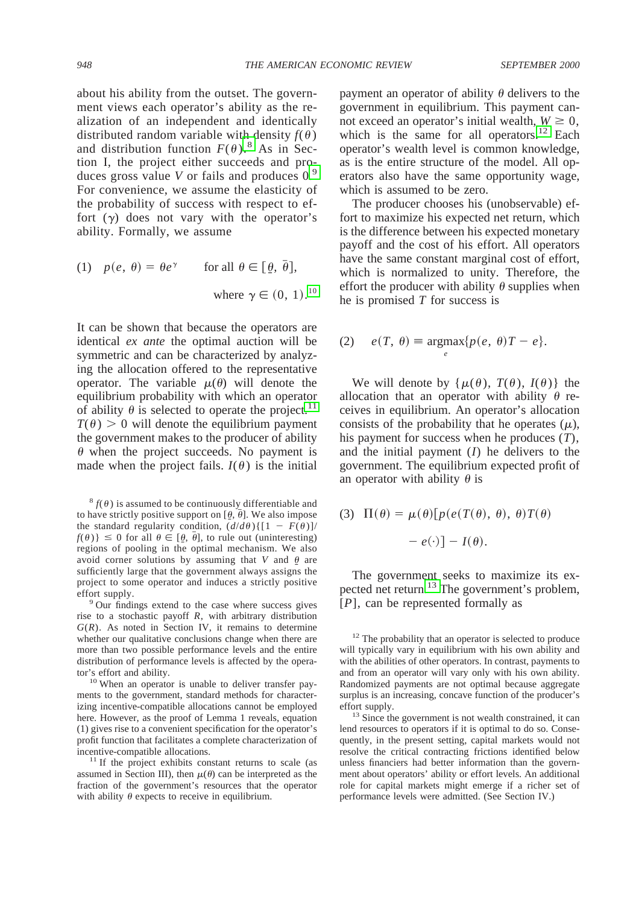about his ability from the outset. The government views each operator's ability as the realization of an independent and identically distributed random variable with density $f(\theta)$ and distribution function $F(\theta)$.[8] As in Section I, the project either succeeds and produces gross value $V$ or fails and produces 0.[9] For convenience, we assume the elasticity of the probability of success with respect to effort ($\gamma$) does not vary with the operator's ability. Formally, we assume

$$(1) \quad p(e, \theta) = \theta e^{\gamma} \qquad \text{for all } \theta \in [\underline{\theta}, \bar{\theta}], \text{ where } \gamma \in (0, 1).$$[10]

It can be shown that because the operators are identical *ex ante* the optimal auction will be symmetric and can be characterized by analyzing the allocation offered to the representative operator. The variable $\mu(\theta)$ will denote the equilibrium probability with which an operator of ability $\theta$ is selected to operate the project.[11] $T(\theta) > 0$ will denote the equilibrium payment the government makes to the producer of ability $\theta$ when the project succeeds. No payment is made when the project fails. $I(\theta)$ is the initial payment an operator of ability $\theta$ delivers to the government in equilibrium. This payment cannot exceed an operator's initial wealth, $W \geq 0$, which is the same for all operators.[12] Each operator's wealth level is common knowledge, as is the entire structure of the model. All operators also have the same opportunity wage, which is assumed to be zero.

The producer chooses his (unobservable) effort to maximize his expected net return, which is the difference between his expected monetary payoff and the cost of his effort. All operators have the same constant marginal cost of effort, which is normalized to unity. Therefore, the effort the producer with ability $\theta$ supplies when he is promised $T$ for success is

$$(2) \quad e(T, \theta) \equiv \underset{e}{\operatorname{argmax}}\{p(e, \theta)T - e\}.$$

We will denote by $\{\mu(\theta), T(\theta), I(\theta)\}$ the allocation that an operator with ability $\theta$ receives in equilibrium. An operator's allocation consists of the probability that he operates ($\mu$), his payment for success when he produces ($T$), and the initial payment ($I$) he delivers to the government. The equilibrium expected profit of an operator with ability $\theta$ is

$$(3) \quad \Pi(\theta) = \mu(\theta)[p(e(T(\theta), \theta), \theta)T(\theta) - e(\cdot)] - I(\theta).$$

The government seeks to maximize its expected net return.[13] The government's problem, $[P]$, can be represented formally as

---

[8] $f(\theta)$ is assumed to be continuously differentiable and to have strictly positive support on $[\underline{\theta}, \bar{\theta}]$. We also impose the standard regularity condition, $(d/d\theta)\{[1 - F(\theta)]/f(\theta)\} \leq 0$ for all $\theta \in [\underline{\theta}, \bar{\theta}]$, to rule out (uninteresting) regions of pooling in the optimal mechanism. We also avoid corner solutions by assuming that $V$ and $\underline{\theta}$ are sufficiently large that the government always assigns the project to some operator and induces a strictly positive effort supply.

[9] Our findings extend to the case where success gives rise to a stochastic payoff $R$, with arbitrary distribution $G(R)$. As noted in Section IV, it remains to determine whether our qualitative conclusions change when there are more than two possible performance levels and the entire distribution of performance levels is affected by the operator's effort and ability.

[10] When an operator is unable to deliver transfer payments to the government, standard methods for characterizing incentive-compatible allocations cannot be employed here. However, as the proof of Lemma 1 reveals, equation (1) gives rise to a convenient specification for the operator's profit function that facilitates a complete characterization of incentive-compatible allocations.

[11] If the project exhibits constant returns to scale (as assumed in Section III), then $\mu(\theta)$ can be interpreted as the fraction of the government's resources that the operator with ability $\theta$ expects to receive in equilibrium.

[12] The probability that an operator is selected to produce will typically vary in equilibrium with his own ability and with the abilities of other operators. In contrast, payments to and from an operator will vary only with his own ability. Randomized payments are not optimal because aggregate surplus is an increasing, concave function of the producer's effort supply.

[13] Since the government is not wealth constrained, it can lend resources to operators if it is optimal to do so. Consequently, in the present setting, capital markets would not resolve the critical contracting frictions identified below unless financiers had better information than the government about operators' ability or effort levels. An additional role for capital markets might emerge if a richer set of performance levels were admitted. (See Section IV.)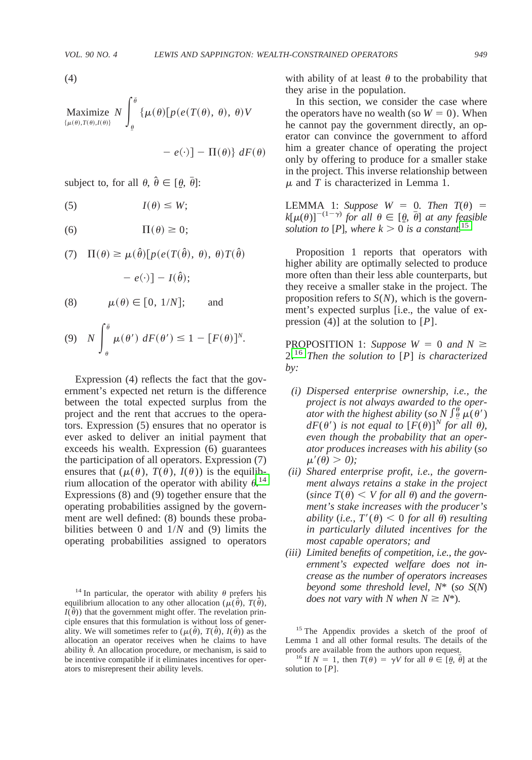(4)

$$\underset{\{\mu(\hat{\theta}), T(\theta), I(\theta)\}}{\text{Maximize}} \; N \int_{\underline{\theta}}^{\bar{\theta}} \{\mu(\theta)[p(e(T(\theta), \theta), \theta)V - e(\cdot)] - \Pi(\theta)\} \, dF(\theta)$$

subject to, for all $\theta, \hat{\theta} \in [\underline{\theta}, \bar{\theta}]$:

$$(5) \qquad I(\theta) \leq W;$$

$$(6) \qquad \Pi(\theta) \geq 0;$$

$$(7) \quad \Pi(\theta) \geq \mu(\hat{\theta})[p(e(T(\hat{\theta}), \theta), \theta)T(\hat{\theta}) - e(\cdot)] - I(\hat{\theta});$$

$$(8) \qquad \mu(\theta) \in [0, 1/N]; \qquad \text{and}$$

$$(9) \quad N \int_{\theta}^{\bar{\theta}} \mu(\theta') \, dF(\theta') \leq 1 - [F(\theta)]^N.$$

Expression (4) reflects the fact that the government's expected net return is the difference between the total expected surplus from the project and the rent that accrues to the operators. Expression (5) ensures that no operator is ever asked to deliver an initial payment that exceeds his wealth. Expression (6) guarantees the participation of all operators. Expression (7) ensures that $(\mu(\theta), T(\theta), I(\theta))$ is the equilibrium allocation of the operator with ability $\theta$.[14] Expressions (8) and (9) together ensure that the operating probabilities assigned by the government are well defined: (8) bounds these probabilities between 0 and $1/N$ and (9) limits the operating probabilities assigned to operators with ability of at least $\theta$ to the probability that they arise in the population.

In this section, we consider the case where the operators have no wealth (so $W = 0$). When he cannot pay the government directly, an operator can convince the government to afford him a greater chance of operating the project only by offering to produce for a smaller stake in the project. This inverse relationship between $\mu$ and $T$ is characterized in Lemma 1.

LEMMA 1: *Suppose $W = 0$. Then $T(\theta) = k[\mu(\theta)]^{-(1-\gamma)}$ for all $\theta \in [\underline{\theta}, \bar{\theta}]$ at any feasible solution to* [P], *where $k > 0$ is a constant.*[15]

Proposition 1 reports that operators with higher ability are optimally selected to produce more often than their less able counterparts, but they receive a smaller stake in the project. The proposition refers to $S(N)$, which is the government's expected surplus [i.e., the value of expression (4)] at the solution to [$P$].

PROPOSITION 1: *Suppose $W = 0$ and $N \geq 2$.*[16] *Then the solution to* [$P$] *is characterized by:*

- *(i) Dispersed enterprise ownership, i.e., the project is not always awarded to the operator with the highest ability (so $N \int_{\theta}^{\bar{\theta}} \mu(\theta') \, dF(\theta')$ is not equal to $[F(\theta)]^N$ for all $\theta$), even though the probability that an operator produces increases with his ability (so $\mu'(\theta) > 0$);*
- *(ii) Shared enterprise profit, i.e., the government always retains a stake in the project (since $T(\theta) < V$ for all $\theta$) and the government's stake increases with the producer's ability (i.e., $T'(\theta) < 0$ for all $\theta$) resulting in particularly diluted incentives for the most capable operators; and*
- *(iii) Limited benefits of competition, i.e., the government's expected welfare does not increase as the number of operators increases beyond some threshold level, $N^*$ (so $S(N)$ does not vary with $N$ when $N \geq N^*$).*

[14] In particular, the operator with ability $\theta$ prefers his equilibrium allocation to any other allocation $(\mu(\hat{\theta}), T(\hat{\theta}), I(\hat{\theta}))$ that the government might offer. The revelation principle ensures that this formulation is without loss of generality. We will sometimes refer to $(\mu(\hat{\theta}), T(\hat{\theta}), I(\hat{\theta}))$ as the allocation an operator receives when he claims to have ability $\hat{\theta}$. An allocation procedure, or mechanism, is said to be incentive compatible if it eliminates incentives for operators to misrepresent their ability levels.

[15] The Appendix provides a sketch of the proof of Lemma 1 and all other formal results. The details of the proofs are available from the authors upon request.

[16] If $N = 1$, then $T(\theta) = \gamma V$ for all $\theta \in [\underline{\theta}, \bar{\theta}]$ at the solution to [$P$].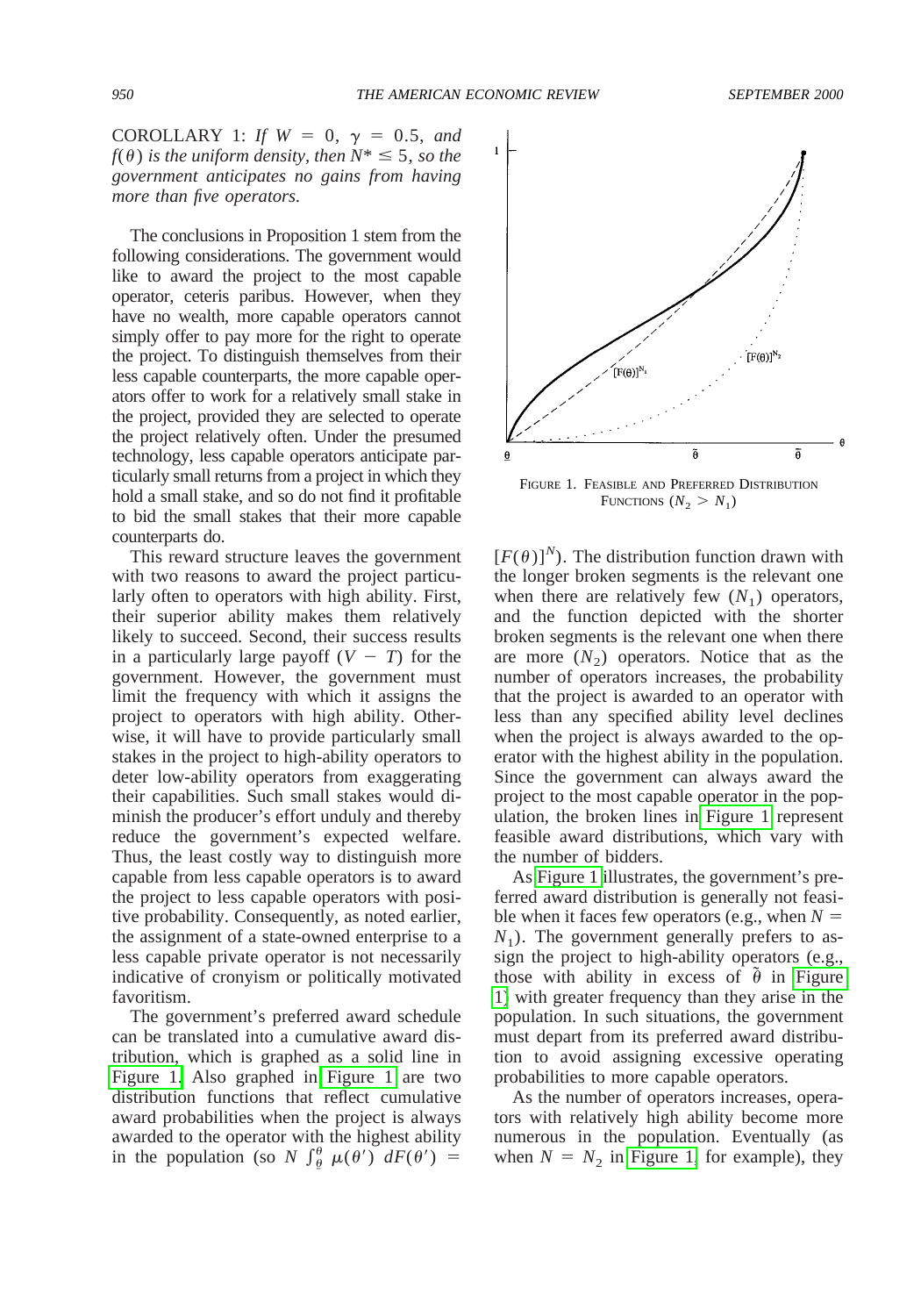COROLLARY 1: *If* $W = 0$, $\gamma = 0.5$, *and* $f(\theta)$ *is the uniform density, then* $N^* \leq 5$, *so the government anticipates no gains from having more than five operators.*

The conclusions in Proposition 1 stem from the following considerations. The government would like to award the project to the most capable operator, ceteris paribus. However, when they have no wealth, more capable operators cannot simply offer to pay more for the right to operate the project. To distinguish themselves from their less capable counterparts, the more capable operators offer to work for a relatively small stake in the project, provided they are selected to operate the project relatively often. Under the presumed technology, less capable operators anticipate particularly small returns from a project in which they hold a small stake, and so do not find it profitable to bid the small stakes that their more capable counterparts do.

This reward structure leaves the government with two reasons to award the project particularly often to operators with high ability. First, their superior ability makes them relatively likely to succeed. Second, their success results in a particularly large payoff ($V - T$) for the government. However, the government must limit the frequency with which it assigns the project to operators with high ability. Otherwise, it will have to provide particularly small stakes in the project to high-ability operators to deter low-ability operators from exaggerating their capabilities. Such small stakes would diminish the producer's effort unduly and thereby reduce the government's expected welfare. Thus, the least costly way to distinguish more capable from less capable operators is to award the project to less capable operators with positive probability. Consequently, as noted earlier, the assignment of a state-owned enterprise to a less capable private operator is not necessarily indicative of cronyism or politically motivated favoritism.

The government's preferred award schedule can be translated into a cumulative award distribution, which is graphed as a solid line in Figure 1. Also graphed in Figure 1 are two distribution functions that reflect cumulative award probabilities when the project is always awarded to the operator with the highest ability in the population (so $N \int_{\underline{\theta}}^{\theta} \mu(\theta')\, dF(\theta') = [F(\theta)]^N$). The distribution function drawn with the longer broken segments is the relevant one when there are relatively few ($N_1$) operators, and the function depicted with the shorter broken segments is the relevant one when there are more ($N_2$) operators. Notice that as the number of operators increases, the probability that the project is awarded to an operator with less than any specified ability level declines when the project is always awarded to the operator with the highest ability in the population. Since the government can always award the project to the most capable operator in the population, the broken lines in Figure 1 represent feasible award distributions, which vary with the number of bidders.

FIGURE 1. FEASIBLE AND PREFERRED DISTRIBUTION FUNCTIONS ($N_2 > N_1$)

As Figure 1 illustrates, the government's preferred award distribution is generally not feasible when it faces few operators (e.g., when $N = N_1$). The government generally prefers to assign the project to high-ability operators (e.g., those with ability in excess of $\tilde{\theta}$ in Figure 1) with greater frequency than they arise in the population. In such situations, the government must depart from its preferred award distribution to avoid assigning excessive operating probabilities to more capable operators.

As the number of operators increases, operators with relatively high ability become more numerous in the population. Eventually (as when $N = N_2$ in Figure 1, for example), they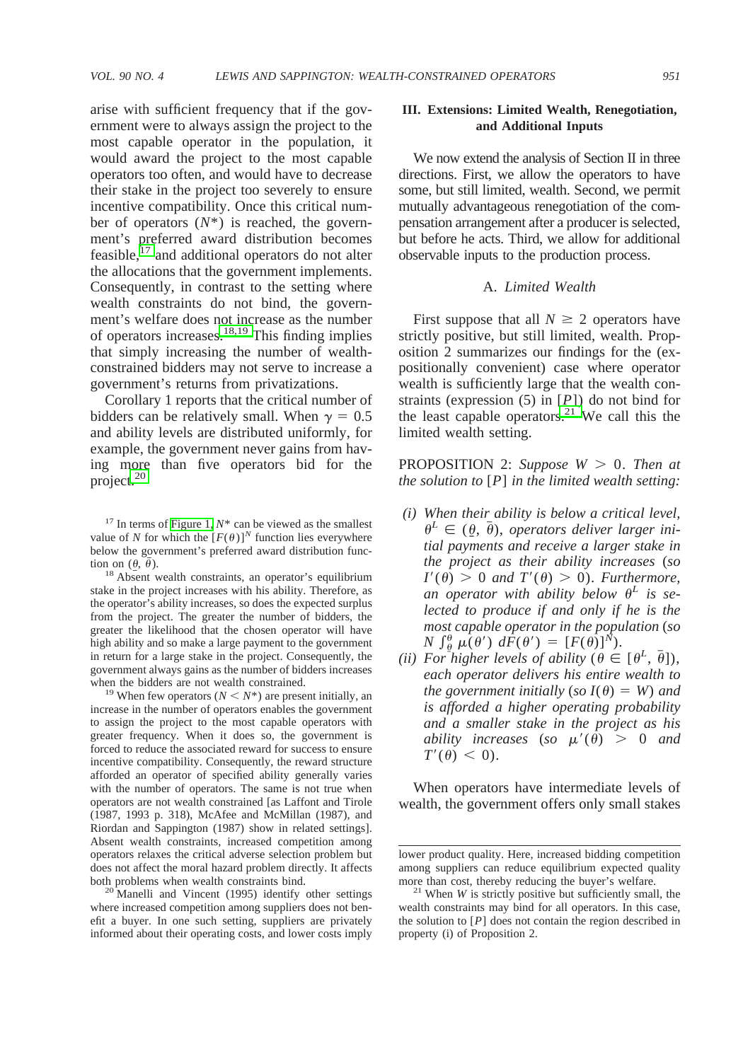arise with sufficient frequency that if the government were to always assign the project to the most capable operator in the population, it would award the project to the most capable operators too often, and would have to decrease their stake in the project too severely to ensure incentive compatibility. Once this critical number of operators ($N^*$) is reached, the government's preferred award distribution becomes feasible,[17] and additional operators do not alter the allocations that the government implements. Consequently, in contrast to the setting where wealth constraints do not bind, the government's welfare does not increase as the number of operators increases.[18,19] This finding implies that simply increasing the number of wealth-constrained bidders may not serve to increase a government's returns from privatizations.

Corollary 1 reports that the critical number of bidders can be relatively small. When $\gamma = 0.5$ and ability levels are distributed uniformly, for example, the government never gains from having more than five operators bid for the project.[20]

[17] In terms of Figure 1, $N^*$ can be viewed as the smallest value of $N$ for which the $[F(\theta)]^N$ function lies everywhere below the government's preferred award distribution function on $(\underline{\theta}, \bar{\theta})$.

[18] Absent wealth constraints, an operator's equilibrium stake in the project increases with his ability. Therefore, as the operator's ability increases, so does the expected surplus from the project. The greater the number of bidders, the greater the likelihood that the chosen operator will have high ability and so make a large payment to the government in return for a large stake in the project. Consequently, the government always gains as the number of bidders increases when the bidders are not wealth constrained.

[19] When few operators ($N < N^*$) are present initially, an increase in the number of operators enables the government to assign the project to the most capable operators with greater frequency. When it does so, the government is forced to reduce the associated reward for success to ensure incentive compatibility. Consequently, the reward structure afforded an operator of specified ability generally varies with the number of operators. The same is not true when operators are not wealth constrained [as Laffont and Tirole (1987, 1993 p. 318), McAfee and McMillan (1987), and Riordan and Sappington (1987) show in related settings]. Absent wealth constraints, increased competition among operators relaxes the critical adverse selection problem but does not affect the moral hazard problem directly. It affects both problems when wealth constraints bind.

[20] Manelli and Vincent (1995) identify other settings where increased competition among suppliers does not benefit a buyer. In one such setting, suppliers are privately informed about their operating costs, and lower costs imply lower product quality. Here, increased bidding competition among suppliers can reduce equilibrium expected quality more than cost, thereby reducing the buyer's welfare.

## III. Extensions: Limited Wealth, Renegotiation, and Additional Inputs

We now extend the analysis of Section II in three directions. First, we allow the operators to have some, but still limited, wealth. Second, we permit mutually advantageous renegotiation of the compensation arrangement after a producer is selected, but before he acts. Third, we allow for additional observable inputs to the production process.

### A. *Limited Wealth*

First suppose that all $N \geq 2$ operators have strictly positive, but still limited, wealth. Proposition 2 summarizes our findings for the (expositionally convenient) case where operator wealth is sufficiently large that the wealth constraints (expression (5) in [$P$]) do not bind for the least capable operators.[21] We call this the limited wealth setting.

PROPOSITION 2: *Suppose $W > 0$. Then at the solution to [P] in the limited wealth setting:*

*(i) When their ability is below a critical level, $\theta^L \in (\underline{\theta}, \bar{\theta})$, operators deliver larger initial payments and receive a larger stake in the project as their ability increases (so $I'(\theta) > 0$ and $T'(\theta) > 0$). Furthermore, an operator with ability below $\theta^L$ is selected to produce if and only if he is the most capable operator in the population (so $N \int_{\underline{\theta}}^{\theta} \mu(\theta')\, dF(\theta') = [F(\theta)]^N$).*

*(ii) For higher levels of ability ($\theta \in [\theta^L, \bar{\theta}]$), each operator delivers his entire wealth to the government initially (so $I(\theta) = W$) and is afforded a higher operating probability and a smaller stake in the project as his ability increases (so $\mu'(\theta) > 0$ and $T'(\theta) < 0$).*

When operators have intermediate levels of wealth, the government offers only small stakes

[21] When $W$ is strictly positive but sufficiently small, the wealth constraints may bind for all operators. In this case, the solution to [$P$] does not contain the region described in property (i) of Proposition 2.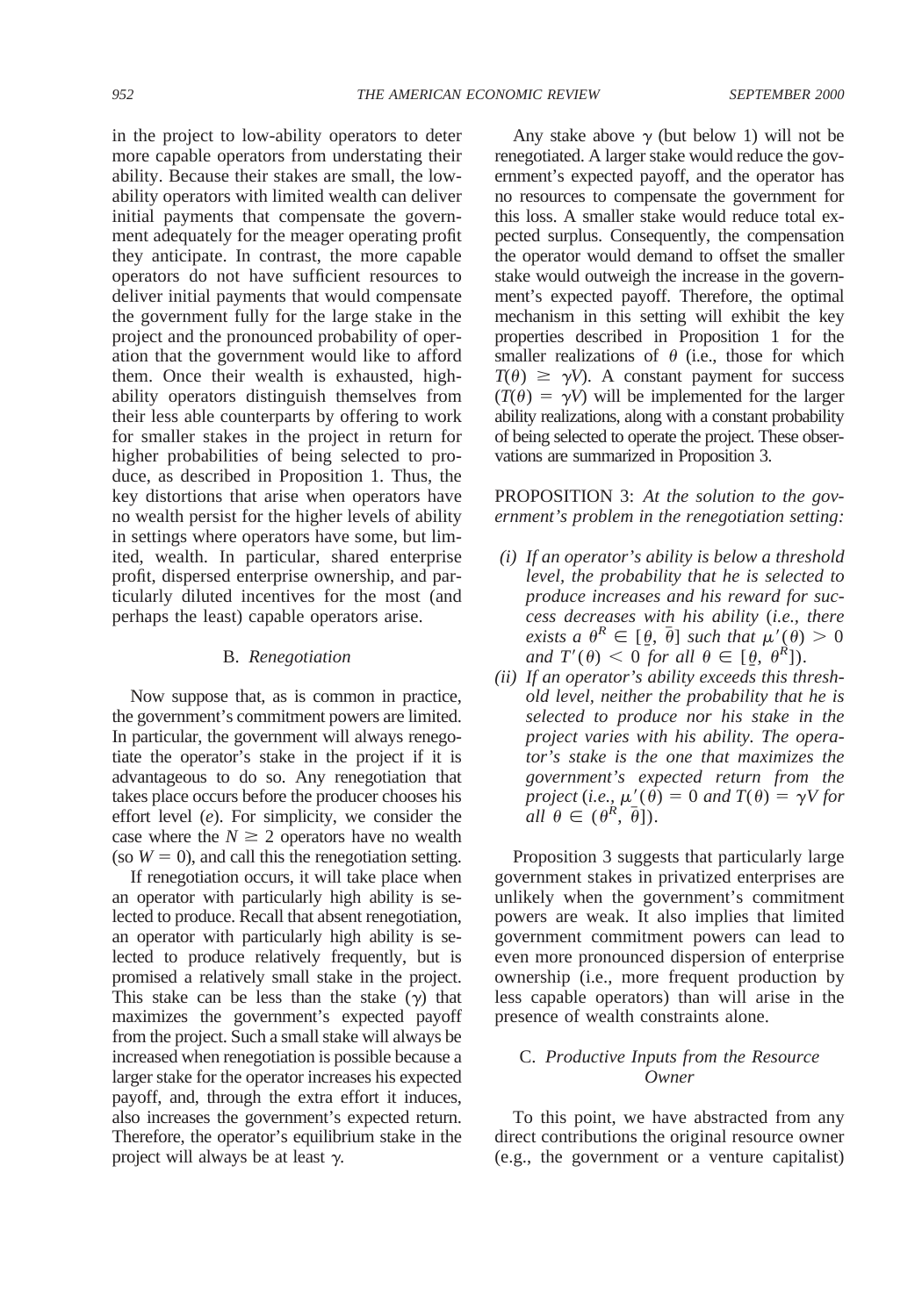in the project to low-ability operators to deter more capable operators from understating their ability. Because their stakes are small, the low-ability operators with limited wealth can deliver initial payments that compensate the government adequately for the meager operating profit they anticipate. In contrast, the more capable operators do not have sufficient resources to deliver initial payments that would compensate the government fully for the large stake in the project and the pronounced probability of operation that the government would like to afford them. Once their wealth is exhausted, high-ability operators distinguish themselves from their less able counterparts by offering to work for smaller stakes in the project in return for higher probabilities of being selected to produce, as described in Proposition 1. Thus, the key distortions that arise when operators have no wealth persist for the higher levels of ability in settings where operators have some, but limited, wealth. In particular, shared enterprise profit, dispersed enterprise ownership, and particularly diluted incentives for the most (and perhaps the least) capable operators arise.

### B. *Renegotiation*

Now suppose that, as is common in practice, the government's commitment powers are limited. In particular, the government will always renegotiate the operator's stake in the project if it is advantageous to do so. Any renegotiation that takes place occurs before the producer chooses his effort level ($e$). For simplicity, we consider the case where the $N \geq 2$ operators have no wealth (so $W = 0$), and call this the renegotiation setting.

If renegotiation occurs, it will take place when an operator with particularly high ability is selected to produce. Recall that absent renegotiation, an operator with particularly high ability is selected to produce relatively frequently, but is promised a relatively small stake in the project. This stake can be less than the stake ($\gamma$) that maximizes the government's expected payoff from the project. Such a small stake will always be increased when renegotiation is possible because a larger stake for the operator increases his expected payoff, and, through the extra effort it induces, also increases the government's expected return. Therefore, the operator's equilibrium stake in the project will always be at least $\gamma$.

Any stake above $\gamma$ (but below 1) will not be renegotiated. A larger stake would reduce the government's expected payoff, and the operator has no resources to compensate the government for this loss. A smaller stake would reduce total expected surplus. Consequently, the compensation the operator would demand to offset the smaller stake would outweigh the increase in the government's expected payoff. Therefore, the optimal mechanism in this setting will exhibit the key properties described in Proposition 1 for the smaller realizations of $\theta$ (i.e., those for which $T(\theta) \geq \gamma V$). A constant payment for success ($T(\theta) = \gamma V$) will be implemented for the larger ability realizations, along with a constant probability of being selected to operate the project. These observations are summarized in Proposition 3.

PROPOSITION 3: *At the solution to the government's problem in the renegotiation setting:*

*(i) If an operator's ability is below a threshold level, the probability that he is selected to produce increases and his reward for success decreases with his ability* (*i.e., there exists a* $\theta^R \in [\underline{\theta}, \bar{\theta}]$ *such that* $\mu'(\theta) > 0$ *and* $T'(\theta) < 0$ *for all* $\theta \in [\underline{\theta}, \theta^R]$).

*(ii) If an operator's ability exceeds this threshold level, neither the probability that he is selected to produce nor his stake in the project varies with his ability. The operator's stake is the one that maximizes the government's expected return from the project* (*i.e.,* $\mu'(\theta) = 0$ *and* $T(\theta) = \gamma V$ *for all* $\theta \in (\theta^R, \bar{\theta}]$).

Proposition 3 suggests that particularly large government stakes in privatized enterprises are unlikely when the government's commitment powers are weak. It also implies that limited government commitment powers can lead to even more pronounced dispersion of enterprise ownership (i.e., more frequent production by less capable operators) than will arise in the presence of wealth constraints alone.

### C. *Productive Inputs from the Resource Owner*

To this point, we have abstracted from any direct contributions the original resource owner (e.g., the government or a venture capitalist)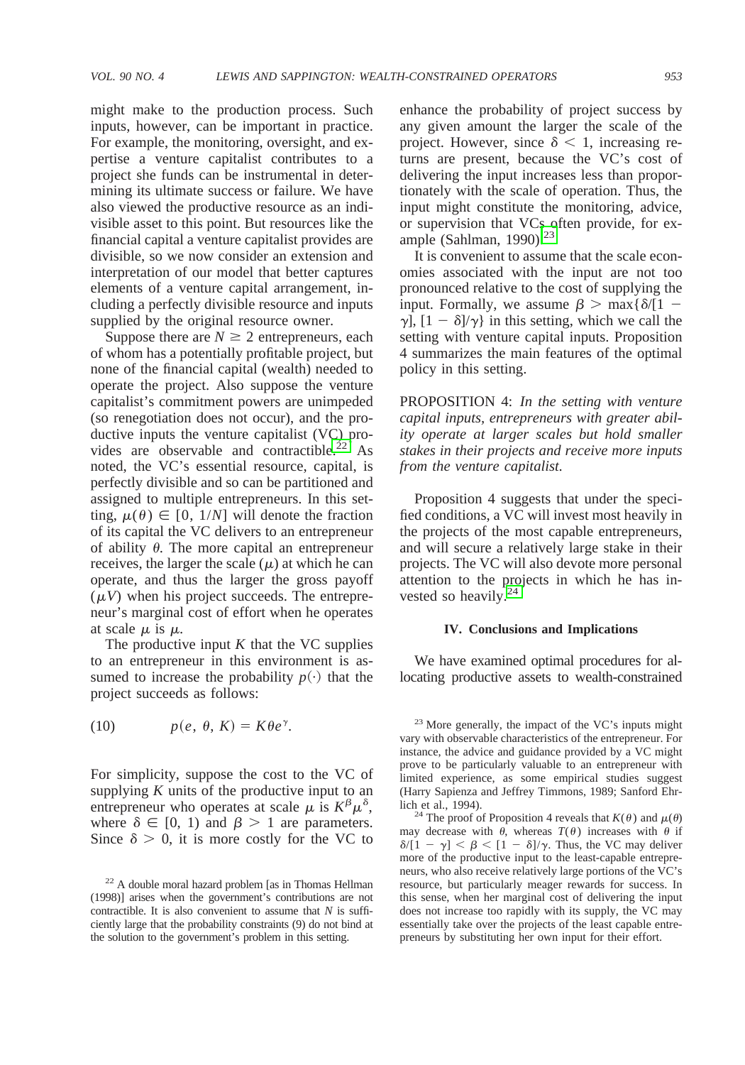might make to the production process. Such inputs, however, can be important in practice. For example, the monitoring, oversight, and expertise a venture capitalist contributes to a project she funds can be instrumental in determining its ultimate success or failure. We have also viewed the productive resource as an indivisible asset to this point. But resources like the financial capital a venture capitalist provides are divisible, so we now consider an extension and interpretation of our model that better captures elements of a venture capital arrangement, including a perfectly divisible resource and inputs supplied by the original resource owner.

Suppose there are $N \geq 2$ entrepreneurs, each of whom has a potentially profitable project, but none of the financial capital (wealth) needed to operate the project. Also suppose the venture capitalist's commitment powers are unimpeded (so renegotiation does not occur), and the productive inputs the venture capitalist (VC) provides are observable and contractible.[22] As noted, the VC's essential resource, capital, is perfectly divisible and so can be partitioned and assigned to multiple entrepreneurs. In this setting, $\mu(\theta) \in [0, 1/N]$ will denote the fraction of its capital the VC delivers to an entrepreneur of ability $\theta$. The more capital an entrepreneur receives, the larger the scale ($\mu$) at which he can operate, and thus the larger the gross payoff ($\mu V$) when his project succeeds. The entrepreneur's marginal cost of effort when he operates at scale $\mu$ is $\mu$.

The productive input $K$ that the VC supplies to an entrepreneur in this environment is assumed to increase the probability $p(\cdot)$ that the project succeeds as follows:

$$p(e, \theta, K) = K\theta e^{\gamma}. \tag{10}$$

For simplicity, suppose the cost to the VC of supplying $K$ units of the productive input to an entrepreneur who operates at scale $\mu$ is $K^{\beta}\mu^{\delta}$, where $\delta \in [0, 1)$ and $\beta > 1$ are parameters. Since $\delta > 0$, it is more costly for the VC to enhance the probability of project success by any given amount the larger the scale of the project. However, since $\delta < 1$, increasing returns are present, because the VC's cost of delivering the input increases less than proportionately with the scale of operation. Thus, the input might constitute the monitoring, advice, or supervision that VCs often provide, for example (Sahlman, 1990).[23]

It is convenient to assume that the scale economies associated with the input are not too pronounced relative to the cost of supplying the input. Formally, we assume $\beta > \max\{\delta/[1 - \gamma], [1 - \delta]/\gamma\}$ in this setting, which we call the setting with venture capital inputs. Proposition 4 summarizes the main features of the optimal policy in this setting.

PROPOSITION 4: *In the setting with venture capital inputs, entrepreneurs with greater ability operate at larger scales but hold smaller stakes in their projects and receive more inputs from the venture capitalist.*

Proposition 4 suggests that under the specified conditions, a VC will invest most heavily in the projects of the most capable entrepreneurs, and will secure a relatively large stake in their projects. The VC will also devote more personal attention to the projects in which he has invested so heavily.[24]

## IV. Conclusions and Implications

We have examined optimal procedures for allocating productive assets to wealth-constrained

[22] A double moral hazard problem [as in Thomas Hellman (1998)] arises when the government's contributions are not contractible. It is also convenient to assume that $N$ is sufficiently large that the probability constraints (9) do not bind at the solution to the government's problem in this setting.

[23] More generally, the impact of the VC's inputs might vary with observable characteristics of the entrepreneur. For instance, the advice and guidance provided by a VC might prove to be particularly valuable to an entrepreneur with limited experience, as some empirical studies suggest (Harry Sapienza and Jeffrey Timmons, 1989; Sanford Ehrlich et al., 1994).

[24] The proof of Proposition 4 reveals that $K(\theta)$ and $\mu(\theta)$ may decrease with $\theta$, whereas $T(\theta)$ increases with $\theta$ if $\delta/[1 - \gamma] < \beta < [1 - \delta]/\gamma$. Thus, the VC may deliver more of the productive input to the least-capable entrepreneurs, who also receive relatively large portions of the VC's resource, but particularly meager rewards for success. In this sense, when her marginal cost of delivering the input does not increase too rapidly with its supply, the VC may essentially take over the projects of the least capable entrepreneurs by substituting her own input for their effort.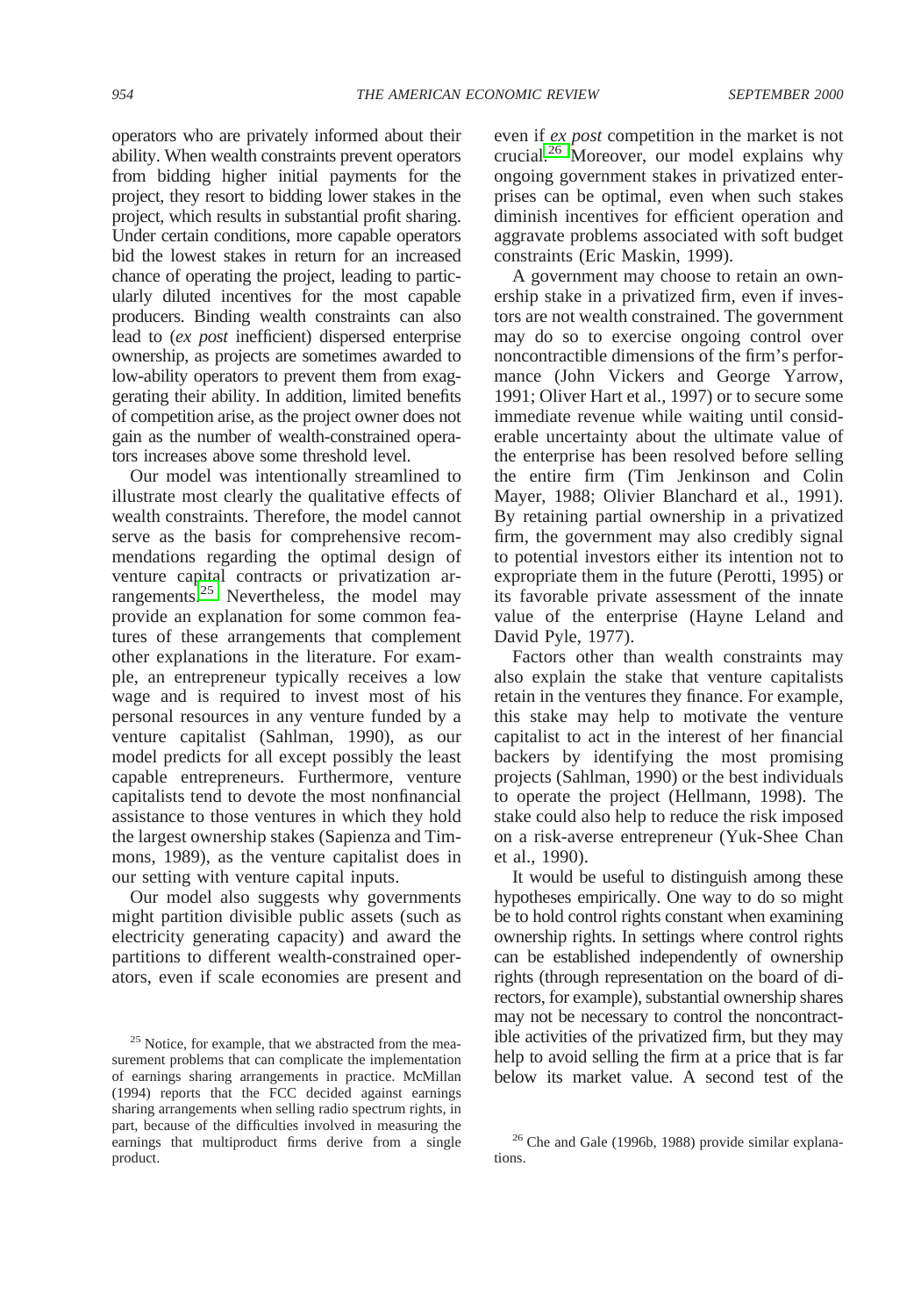operators who are privately informed about their ability. When wealth constraints prevent operators from bidding higher initial payments for the project, they resort to bidding lower stakes in the project, which results in substantial profit sharing. Under certain conditions, more capable operators bid the lowest stakes in return for an increased chance of operating the project, leading to particularly diluted incentives for the most capable producers. Binding wealth constraints can also lead to (*ex post* inefficient) dispersed enterprise ownership, as projects are sometimes awarded to low-ability operators to prevent them from exaggerating their ability. In addition, limited benefits of competition arise, as the project owner does not gain as the number of wealth-constrained operators increases above some threshold level.

Our model was intentionally streamlined to illustrate most clearly the qualitative effects of wealth constraints. Therefore, the model cannot serve as the basis for comprehensive recommendations regarding the optimal design of venture capital contracts or privatization arrangements.[25] Nevertheless, the model may provide an explanation for some common features of these arrangements that complement other explanations in the literature. For example, an entrepreneur typically receives a low wage and is required to invest most of his personal resources in any venture funded by a venture capitalist (Sahlman, 1990), as our model predicts for all except possibly the least capable entrepreneurs. Furthermore, venture capitalists tend to devote the most nonfinancial assistance to those ventures in which they hold the largest ownership stakes (Sapienza and Timmons, 1989), as the venture capitalist does in our setting with venture capital inputs.

Our model also suggests why governments might partition divisible public assets (such as electricity generating capacity) and award the partitions to different wealth-constrained operators, even if scale economies are present and even if *ex post* competition in the market is not crucial.[26] Moreover, our model explains why ongoing government stakes in privatized enterprises can be optimal, even when such stakes diminish incentives for efficient operation and aggravate problems associated with soft budget constraints (Eric Maskin, 1999).

A government may choose to retain an ownership stake in a privatized firm, even if investors are not wealth constrained. The government may do so to exercise ongoing control over noncontractible dimensions of the firm's performance (John Vickers and George Yarrow, 1991; Oliver Hart et al., 1997) or to secure some immediate revenue while waiting until considerable uncertainty about the ultimate value of the enterprise has been resolved before selling the entire firm (Tim Jenkinson and Colin Mayer, 1988; Olivier Blanchard et al., 1991). By retaining partial ownership in a privatized firm, the government may also credibly signal to potential investors either its intention not to expropriate them in the future (Perotti, 1995) or its favorable private assessment of the innate value of the enterprise (Hayne Leland and David Pyle, 1977).

Factors other than wealth constraints may also explain the stake that venture capitalists retain in the ventures they finance. For example, this stake may help to motivate the venture capitalist to act in the interest of her financial backers by identifying the most promising projects (Sahlman, 1990) or the best individuals to operate the project (Hellmann, 1998). The stake could also help to reduce the risk imposed on a risk-averse entrepreneur (Yuk-Shee Chan et al., 1990).

It would be useful to distinguish among these hypotheses empirically. One way to do so might be to hold control rights constant when examining ownership rights. In settings where control rights can be established independently of ownership rights (through representation on the board of directors, for example), substantial ownership shares may not be necessary to control the noncontractible activities of the privatized firm, but they may help to avoid selling the firm at a price that is far below its market value. A second test of the

[25] Notice, for example, that we abstracted from the measurement problems that can complicate the implementation of earnings sharing arrangements in practice. McMillan (1994) reports that the FCC decided against earnings sharing arrangements when selling radio spectrum rights, in part, because of the difficulties involved in measuring the earnings that multiproduct firms derive from a single product.

[26] Che and Gale (1996b, 1988) provide similar explanations.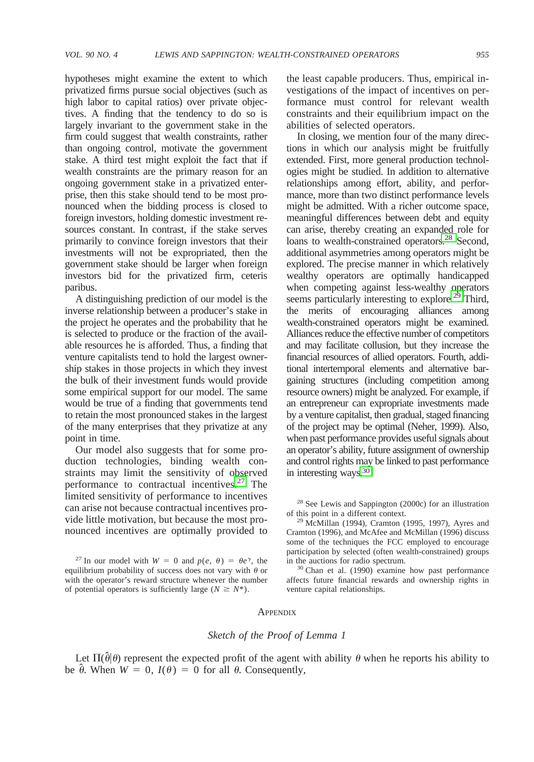hypotheses might examine the extent to which privatized firms pursue social objectives (such as high labor to capital ratios) over private objectives. A finding that the tendency to do so is largely invariant to the government stake in the firm could suggest that wealth constraints, rather than ongoing control, motivate the government stake. A third test might exploit the fact that if wealth constraints are the primary reason for an ongoing government stake in a privatized enterprise, then this stake should tend to be most pronounced when the bidding process is closed to foreign investors, holding domestic investment resources constant. In contrast, if the stake serves primarily to convince foreign investors that their investments will not be expropriated, then the government stake should be larger when foreign investors bid for the privatized firm, ceteris paribus.

A distinguishing prediction of our model is the inverse relationship between a producer's stake in the project he operates and the probability that he is selected to produce or the fraction of the available resources he is afforded. Thus, a finding that venture capitalists tend to hold the largest ownership stakes in those projects in which they invest the bulk of their investment funds would provide some empirical support for our model. The same would be true of a finding that governments tend to retain the most pronounced stakes in the largest of the many enterprises that they privatize at any point in time.

Our model also suggests that for some production technologies, binding wealth constraints may limit the sensitivity of observed performance to contractual incentives.[27] The limited sensitivity of performance to incentives can arise not because contractual incentives provide little motivation, but because the most pronounced incentives are optimally provided to the least capable producers. Thus, empirical investigations of the impact of incentives on performance must control for relevant wealth constraints and their equilibrium impact on the abilities of selected operators.

In closing, we mention four of the many directions in which our analysis might be fruitfully extended. First, more general production technologies might be studied. In addition to alternative relationships among effort, ability, and performance, more than two distinct performance levels might be admitted. With a richer outcome space, meaningful differences between debt and equity can arise, thereby creating an expanded role for loans to wealth-constrained operators.[28] Second, additional asymmetries among operators might be explored. The precise manner in which relatively wealthy operators are optimally handicapped when competing against less-wealthy operators seems particularly interesting to explore.[29] Third, the merits of encouraging alliances among wealth-constrained operators might be examined. Alliances reduce the effective number of competitors and may facilitate collusion, but they increase the financial resources of allied operators. Fourth, additional intertemporal elements and alternative bargaining structures (including competition among resource owners) might be analyzed. For example, if an entrepreneur can expropriate investments made by a venture capitalist, then gradual, staged financing of the project may be optimal (Neher, 1999). Also, when past performance provides useful signals about an operator's ability, future assignment of ownership and control rights may be linked to past performance in interesting ways.[30]

[27] In our model with $W = 0$ and $p(e, \theta) = \theta e^{\gamma}$, the equilibrium probability of success does not vary with $\theta$ or with the operator's reward structure whenever the number of potential operators is sufficiently large ($N \geq N^*$).

[28] See Lewis and Sappington (2000c) for an illustration of this point in a different context.

[29] McMillan (1994), Cramton (1995, 1997), Ayres and Cramton (1996), and McAfee and McMillan (1996) discuss some of the techniques the FCC employed to encourage participation by selected (often wealth-constrained) groups in the auctions for radio spectrum.

[30] Chan et al. (1990) examine how past performance affects future financial rewards and ownership rights in venture capital relationships.

## Appendix

### *Sketch of the Proof of Lemma 1*

Let $\Pi(\hat{\theta}|\theta)$ represent the expected profit of the agent with ability $\theta$ when he reports his ability to be $\hat{\theta}$. When $W = 0$, $I(\theta) = 0$ for all $\theta$. Consequently,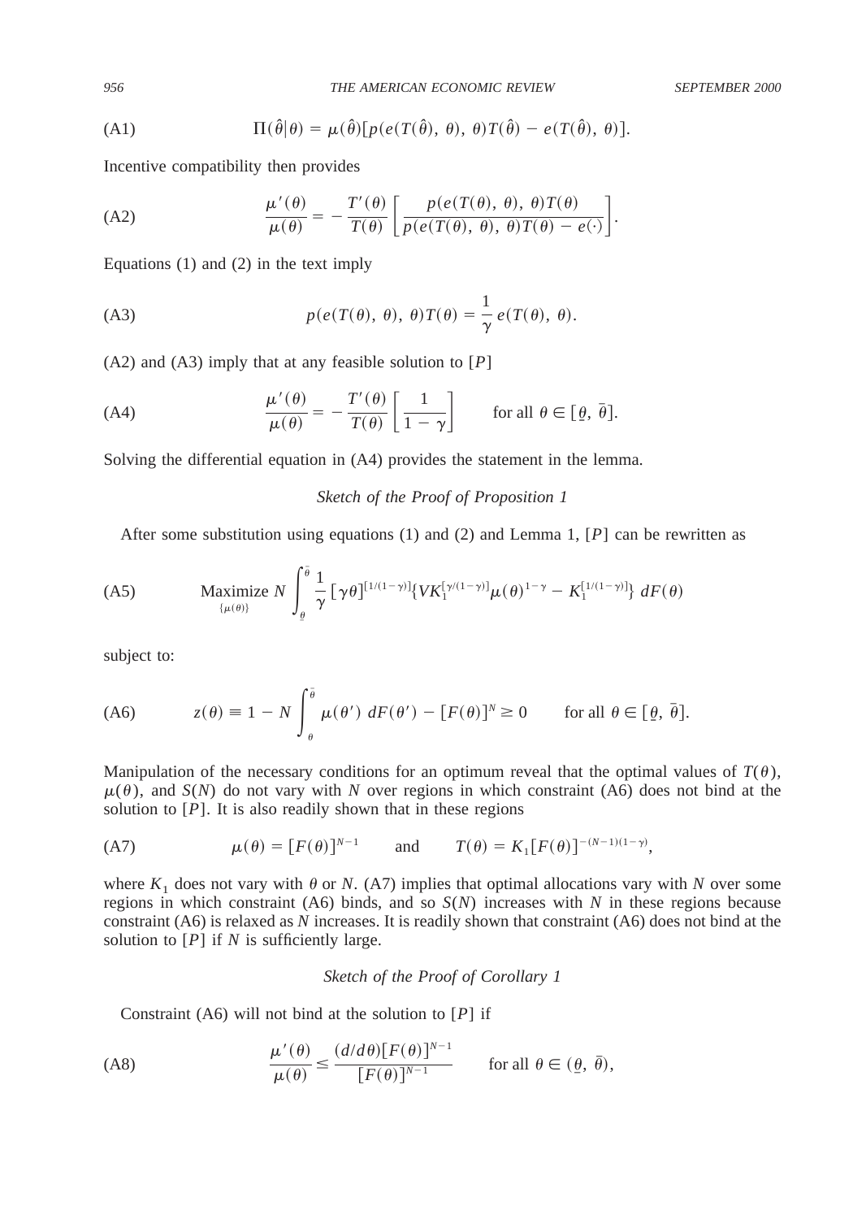$$\Pi(\hat{\theta}|\theta) = \mu(\hat{\theta})[p(e(T(\hat{\theta}), \theta), \theta)T(\hat{\theta}) - e(T(\hat{\theta}), \theta)]. \tag{A1}$$

Incentive compatibility then provides

$$\frac{\mu'(\theta)}{\mu(\theta)} = -\frac{T'(\theta)}{T(\theta)}\left[\frac{p(e(T(\theta), \theta), \theta)T(\theta)}{p(e(T(\theta), \theta), \theta)T(\theta) - e(\cdot)}\right]. \tag{A2}$$

Equations (1) and (2) in the text imply

$$p(e(T(\theta), \theta), \theta)T(\theta) = \frac{1}{\gamma}\, e(T(\theta), \theta). \tag{A3}$$

(A2) and (A3) imply that at any feasible solution to $[P]$

$$\frac{\mu'(\theta)}{\mu(\theta)} = -\frac{T'(\theta)}{T(\theta)}\left[\frac{1}{1-\gamma}\right] \qquad \text{for all } \theta \in [\underline{\theta}, \bar{\theta}]. \tag{A4}$$

Solving the differential equation in (A4) provides the statement in the lemma.

*Sketch of the Proof of Proposition 1*

After some substitution using equations (1) and (2) and Lemma 1, $[P]$ can be rewritten as

$$\underset{\{\mu(\theta)\}}{\text{Maximize}}\ N\int_{\underline{\theta}}^{\bar{\theta}} \frac{1}{\gamma}\,[\gamma\theta]^{[1/(1-\gamma)]}\{VK_1^{[\gamma/(1-\gamma)]}\mu(\theta)^{1-\gamma} - K_1^{[1/(1-\gamma)]}\}\ dF(\theta) \tag{A5}$$

subject to:

$$z(\theta) \equiv 1 - N\int_{\theta}^{\bar{\theta}} \mu(\theta')\ dF(\theta') - [F(\theta)]^N \geq 0 \qquad \text{for all } \theta \in [\underline{\theta}, \bar{\theta}]. \tag{A6}$$

Manipulation of the necessary conditions for an optimum reveal that the optimal values of $T(\theta)$, $\mu(\theta)$, and $S(N)$ do not vary with $N$ over regions in which constraint (A6) does not bind at the solution to $[P]$. It is also readily shown that in these regions

$$\mu(\theta) = [F(\theta)]^{N-1} \qquad \text{and} \qquad T(\theta) = K_1[F(\theta)]^{-(N-1)(1-\gamma)}, \tag{A7}$$

where $K_1$ does not vary with $\theta$ or $N$. (A7) implies that optimal allocations vary with $N$ over some regions in which constraint (A6) binds, and so $S(N)$ increases with $N$ in these regions because constraint (A6) is relaxed as $N$ increases. It is readily shown that constraint (A6) does not bind at the solution to $[P]$ if $N$ is sufficiently large.

*Sketch of the Proof of Corollary 1*

Constraint (A6) will not bind at the solution to $[P]$ if

$$\frac{\mu'(\theta)}{\mu(\theta)} \leq \frac{(d/d\theta)[F(\theta)]^{N-1}}{[F(\theta)]^{N-1}} \qquad \text{for all } \theta \in (\underline{\theta}, \bar{\theta}), \tag{A8}$$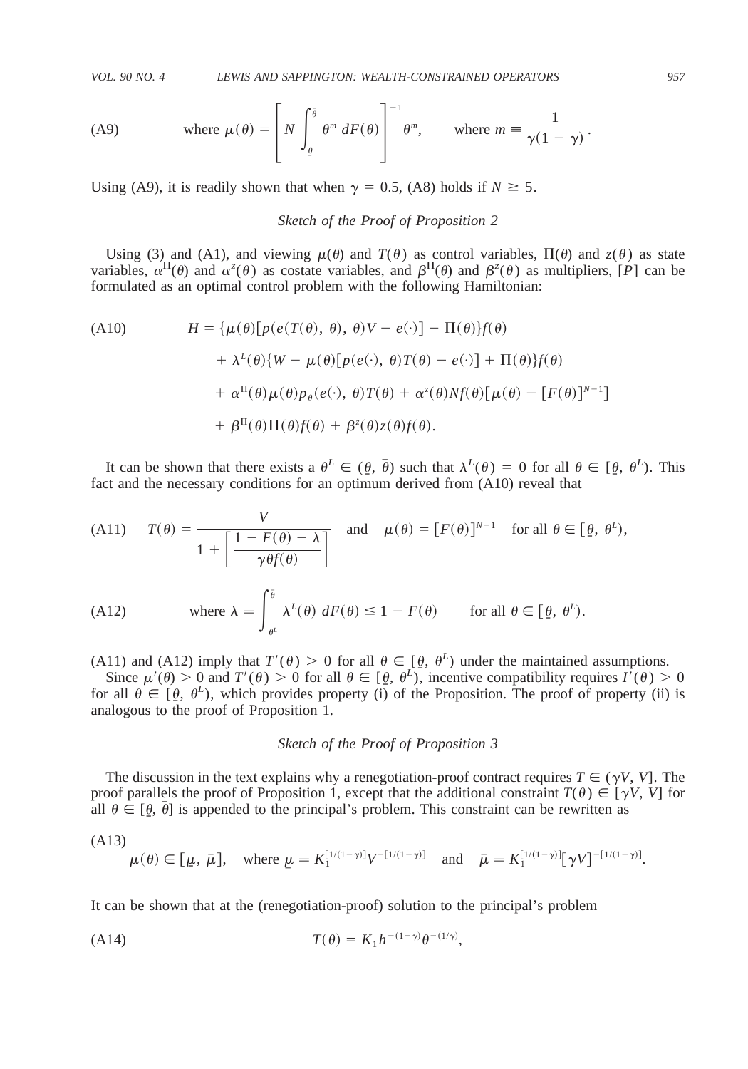$$\text{(A9)} \qquad \text{where } \mu(\theta) = \left[ N \int_{\underline{\theta}}^{\bar{\theta}} \theta^m \, dF(\theta) \right]^{-1} \theta^m, \qquad \text{where } m \equiv \frac{1}{\gamma(1-\gamma)}.$$

Using (A9), it is readily shown that when $\gamma = 0.5$, (A8) holds if $N \geq 5$.

### *Sketch of the Proof of Proposition 2*

Using (3) and (A1), and viewing $\mu(\theta)$ and $T(\theta)$ as control variables, $\Pi(\theta)$ and $z(\theta)$ as state variables, $\alpha^{\Pi}(\theta)$ and $\alpha^{z}(\theta)$ as costate variables, and $\beta^{\Pi}(\theta)$ and $\beta^{z}(\theta)$ as multipliers, $[P]$ can be formulated as an optimal control problem with the following Hamiltonian:

$$\text{(A10)} \qquad \begin{aligned} H = {} & \{\mu(\theta)[p(e(T(\theta), \theta), \theta)V - e(\cdot)] - \Pi(\theta)\}f(\theta) \\ & + \lambda^L(\theta)\{W - \mu(\theta)[p(e(\cdot), \theta)T(\theta) - e(\cdot)] + \Pi(\theta)\}f(\theta) \\ & + \alpha^{\Pi}(\theta)\mu(\theta)p_{\theta}(e(\cdot), \theta)T(\theta) + \alpha^{z}(\theta)Nf(\theta)[\mu(\theta) - [F(\theta)]^{N-1}] \\ & + \beta^{\Pi}(\theta)\Pi(\theta)f(\theta) + \beta^{z}(\theta)z(\theta)f(\theta). \end{aligned}$$

It can be shown that there exists a $\theta^L \in (\underline{\theta}, \bar{\theta})$ such that $\lambda^L(\theta) = 0$ for all $\theta \in [\underline{\theta}, \theta^L)$. This fact and the necessary conditions for an optimum derived from (A10) reveal that

$$\text{(A11)} \quad T(\theta) = \frac{V}{1 + \left[\dfrac{1 - F(\theta) - \lambda}{\gamma\theta f(\theta)}\right]} \quad \text{and} \quad \mu(\theta) = [F(\theta)]^{N-1} \quad \text{for all } \theta \in [\underline{\theta}, \theta^L),$$

$$\text{(A12)} \qquad \text{where } \lambda \equiv \int_{\theta^L}^{\bar{\theta}} \lambda^L(\theta) \, dF(\theta) \leq 1 - F(\theta) \qquad \text{for all } \theta \in [\underline{\theta}, \theta^L).$$

(A11) and (A12) imply that $T'(\theta) > 0$ for all $\theta \in [\underline{\theta}, \theta^L)$ under the maintained assumptions.

Since $\mu'(\theta) > 0$ and $T'(\theta) > 0$ for all $\theta \in [\underline{\theta}, \theta^L)$, incentive compatibility requires $I'(\theta) > 0$ for all $\theta \in [\underline{\theta}, \theta^L)$, which provides property (i) of the Proposition. The proof of property (ii) is analogous to the proof of Proposition 1.

### *Sketch of the Proof of Proposition 3*

The discussion in the text explains why a renegotiation-proof contract requires $T \in (\gamma V, V]$. The proof parallels the proof of Proposition 1, except that the additional constraint $T(\theta) \in [\gamma V, V]$ for all $\theta \in [\underline{\theta}, \bar{\theta}]$ is appended to the principal's problem. This constraint can be rewritten as

$$\text{(A13)} \qquad \mu(\theta) \in [\underline{\mu}, \bar{\mu}], \quad \text{where } \underline{\mu} \equiv K_1^{[1/(1-\gamma)]} V^{-[1/(1-\gamma)]} \quad \text{and} \quad \bar{\mu} \equiv K_1^{[1/(1-\gamma)]} [\gamma V]^{-[1/(1-\gamma)]}.$$

It can be shown that at the (renegotiation-proof) solution to the principal's problem

$$\text{(A14)} \qquad T(\theta) = K_1 h^{-(1-\gamma)} \theta^{-(1/\gamma)},$$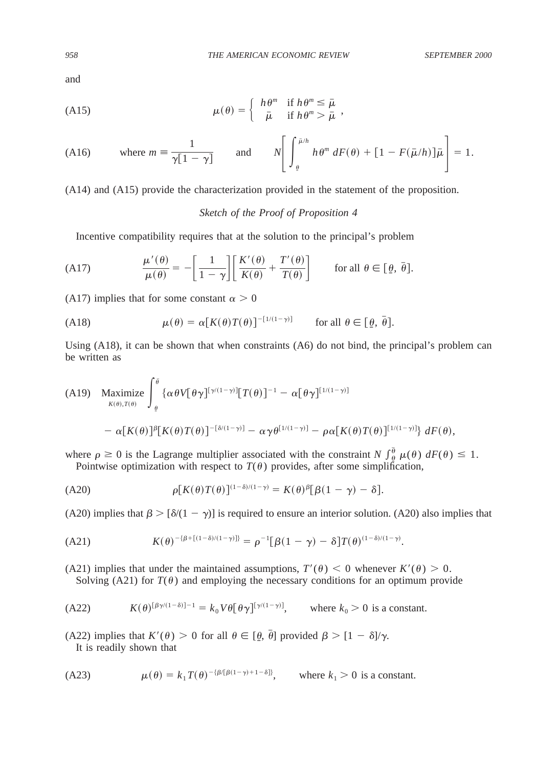and

$$\mu(\theta) = \begin{cases} h\theta^m & \text{if } h\theta^m \leq \bar{\mu} \\ \bar{\mu} & \text{if } h\theta^m > \bar{\mu} \end{cases}, \tag{A15}$$

$$\text{where } m \equiv \frac{1}{\gamma[1-\gamma]} \qquad \text{and} \qquad N\left[\int_{\underline{\theta}}^{\bar{\mu}/h} h\theta^m \, dF(\theta) + [1 - F(\bar{\mu}/h)]\bar{\mu}\right] = 1. \tag{A16}$$

(A14) and (A15) provide the characterization provided in the statement of the proposition.

*Sketch of the Proof of Proposition 4*

Incentive compatibility requires that at the solution to the principal's problem

$$\frac{\mu'(\theta)}{\mu(\theta)} = -\left[\frac{1}{1-\gamma}\right]\left[\frac{K'(\theta)}{K(\theta)} + \frac{T'(\theta)}{T(\theta)}\right] \qquad \text{for all } \theta \in [\underline{\theta}, \bar{\theta}]. \tag{A17}$$

(A17) implies that for some constant $\alpha > 0$

$$\mu(\theta) = \alpha[K(\theta)T(\theta)]^{-[1/(1-\gamma)]} \qquad \text{for all } \theta \in [\underline{\theta}, \bar{\theta}]. \tag{A18}$$

Using (A18), it can be shown that when constraints (A6) do not bind, the principal's problem can be written as

$$\begin{aligned} \text{(A19)} \quad \underset{K(\theta), T(\theta)}{\text{Maximize}} \int_{\underline{\theta}}^{\bar{\theta}} \{ & \alpha\theta V[\theta\gamma]^{[\gamma/(1-\gamma)]}[T(\theta)]^{-1} - \alpha[\theta\gamma]^{[1/(1-\gamma)]} \\ & - \alpha[K(\theta)]^{\beta}[K(\theta)T(\theta)]^{-[\delta/(1-\gamma)]} - \alpha\gamma\theta^{[1/(1-\gamma)]} - \rho\alpha[K(\theta)T(\theta)]^{[1/(1-\gamma)]}\} \, dF(\theta), \end{aligned}$$

where $\rho \geq 0$ is the Lagrange multiplier associated with the constraint $N \int_{\underline{\theta}}^{\bar{\theta}} \mu(\theta) \, dF(\theta) \leq 1$.

Pointwise optimization with respect to $T(\theta)$ provides, after some simplification,

$$\rho[K(\theta)T(\theta)]^{(1-\delta)/(1-\gamma)} = K(\theta)^{\beta}[\beta(1-\gamma) - \delta]. \tag{A20}$$

(A20) implies that $\beta > [\delta/(1-\gamma)]$ is required to ensure an interior solution. (A20) also implies that

$$K(\theta)^{-\{\beta + [(1-\delta)/(1-\gamma)]\}} = \rho^{-1}[\beta(1-\gamma) - \delta]T(\theta)^{(1-\delta)/(1-\gamma)}. \tag{A21}$$

(A21) implies that under the maintained assumptions, $T'(\theta) < 0$ whenever $K'(\theta) > 0$.

Solving (A21) for $T(\theta)$ and employing the necessary conditions for an optimum provide

$$K(\theta)^{[\beta\gamma/(1-\delta)]-1} = k_0 V\theta[\theta\gamma]^{[\gamma/(1-\gamma)]}, \qquad \text{where } k_0 > 0 \text{ is a constant.} \tag{A22}$$

(A22) implies that $K'(\theta) > 0$ for all $\theta \in [\underline{\theta}, \bar{\theta}]$ provided $\beta > [1 - \delta]/\gamma$.

It is readily shown that

$$\mu(\theta) = k_1 T(\theta)^{-\{\beta/[\beta(1-\gamma)+1-\delta]\}}, \qquad \text{where } k_1 > 0 \text{ is a constant.} \tag{A23}$$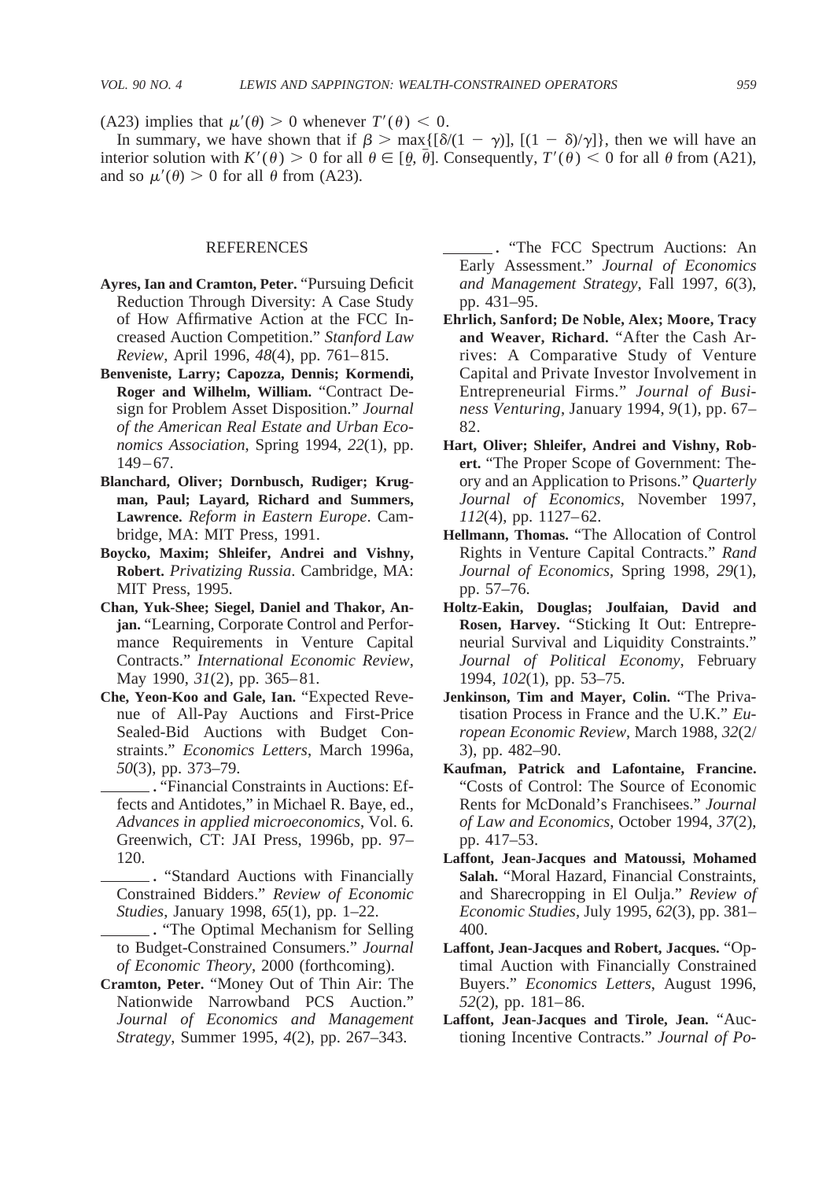(A23) implies that $\mu'(\theta) > 0$ whenever $T'(\theta) < 0$.

In summary, we have shown that if $\beta > \max\{[\delta/(1 - \gamma)], [(1 - \delta)/\gamma]\}$, then we will have an interior solution with $K'(\theta) > 0$ for all $\theta \in [\underline{\theta}, \bar{\theta}]$. Consequently, $T'(\theta) < 0$ for all $\theta$ from (A21), and so $\mu'(\theta) > 0$ for all $\theta$ from (A23).

## REFERENCES

**Ayres, Ian and Cramton, Peter.** "Pursuing Deficit Reduction Through Diversity: A Case Study of How Affirmative Action at the FCC Increased Auction Competition." *Stanford Law Review*, April 1996, *48*(4), pp. 761–815.

**Benveniste, Larry; Capozza, Dennis; Kormendi, Roger and Wilhelm, William.** "Contract Design for Problem Asset Disposition." *Journal of the American Real Estate and Urban Economics Association*, Spring 1994, *22*(1), pp. 149–67.

**Blanchard, Oliver; Dornbusch, Rudiger; Krugman, Paul; Layard, Richard and Summers, Lawrence.** *Reform in Eastern Europe*. Cambridge, MA: MIT Press, 1991.

**Boycko, Maxim; Shleifer, Andrei and Vishny, Robert.** *Privatizing Russia*. Cambridge, MA: MIT Press, 1995.

**Chan, Yuk-Shee; Siegel, Daniel and Thakor, Anjan.** "Learning, Corporate Control and Performance Requirements in Venture Capital Contracts." *International Economic Review*, May 1990, *31*(2), pp. 365–81.

**Che, Yeon-Koo and Gale, Ian.** "Expected Revenue of All-Pay Auctions and First-Price Sealed-Bid Auctions with Budget Constraints." *Economics Letters*, March 1996a, *50*(3), pp. 373–79.

______. "Financial Constraints in Auctions: Effects and Antidotes," in Michael R. Baye, ed., *Advances in applied microeconomics*, Vol. 6. Greenwich, CT: JAI Press, 1996b, pp. 97–120.

______. "Standard Auctions with Financially Constrained Bidders." *Review of Economic Studies*, January 1998, *65*(1), pp. 1–22.

______. "The Optimal Mechanism for Selling to Budget-Constrained Consumers." *Journal of Economic Theory*, 2000 (forthcoming).

**Cramton, Peter.** "Money Out of Thin Air: The Nationwide Narrowband PCS Auction." *Journal of Economics and Management Strategy*, Summer 1995, *4*(2), pp. 267–343.

______. "The FCC Spectrum Auctions: An Early Assessment." *Journal of Economics and Management Strategy*, Fall 1997, *6*(3), pp. 431–95.

**Ehrlich, Sanford; De Noble, Alex; Moore, Tracy and Weaver, Richard.** "After the Cash Arrives: A Comparative Study of Venture Capital and Private Investor Involvement in Entrepreneurial Firms." *Journal of Business Venturing*, January 1994, *9*(1), pp. 67–82.

**Hart, Oliver; Shleifer, Andrei and Vishny, Robert.** "The Proper Scope of Government: Theory and an Application to Prisons." *Quarterly Journal of Economics*, November 1997, *112*(4), pp. 1127–62.

**Hellmann, Thomas.** "The Allocation of Control Rights in Venture Capital Contracts." *Rand Journal of Economics*, Spring 1998, *29*(1), pp. 57–76.

**Holtz-Eakin, Douglas; Joulfaian, David and Rosen, Harvey.** "Sticking It Out: Entrepreneurial Survival and Liquidity Constraints." *Journal of Political Economy*, February 1994, *102*(1), pp. 53–75.

**Jenkinson, Tim and Mayer, Colin.** "The Privatisation Process in France and the U.K." *European Economic Review*, March 1988, *32*(2/3), pp. 482–90.

**Kaufman, Patrick and Lafontaine, Francine.** "Costs of Control: The Source of Economic Rents for McDonald's Franchisees." *Journal of Law and Economics*, October 1994, *37*(2), pp. 417–53.

**Laffont, Jean-Jacques and Matoussi, Mohamed Salah.** "Moral Hazard, Financial Constraints, and Sharecropping in El Oulja." *Review of Economic Studies*, July 1995, *62*(3), pp. 381–400.

**Laffont, Jean-Jacques and Robert, Jacques.** "Optimal Auction with Financially Constrained Buyers." *Economics Letters*, August 1996, *52*(2), pp. 181–86.

**Laffont, Jean-Jacques and Tirole, Jean.** "Auctioning Incentive Contracts." *Journal of Po-*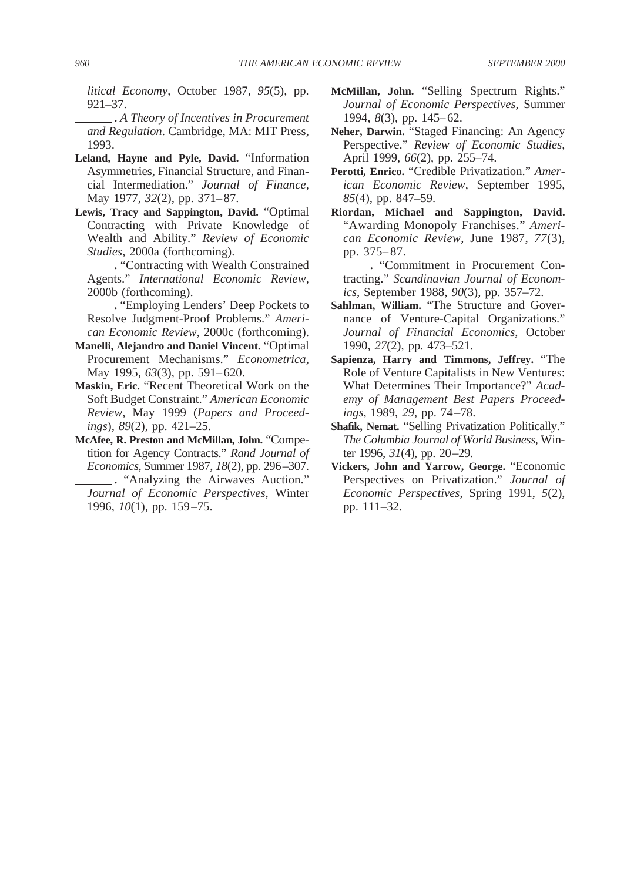*litical Economy*, October 1987, *95*(5), pp. 921–37.

______ . *A Theory of Incentives in Procurement and Regulation*. Cambridge, MA: MIT Press, 1993.

**Leland, Hayne and Pyle, David.** "Information Asymmetries, Financial Structure, and Financial Intermediation." *Journal of Finance*, May 1977, *32*(2), pp. 371–87.

**Lewis, Tracy and Sappington, David.** "Optimal Contracting with Private Knowledge of Wealth and Ability." *Review of Economic Studies*, 2000a (forthcoming).

______ . "Contracting with Wealth Constrained Agents." *International Economic Review*, 2000b (forthcoming).

______ . "Employing Lenders' Deep Pockets to Resolve Judgment-Proof Problems." *American Economic Review*, 2000c (forthcoming).

**Manelli, Alejandro and Daniel Vincent.** "Optimal Procurement Mechanisms." *Econometrica*, May 1995, *63*(3), pp. 591–620.

**Maskin, Eric.** "Recent Theoretical Work on the Soft Budget Constraint." *American Economic Review*, May 1999 (*Papers and Proceedings*), *89*(2), pp. 421–25.

**McAfee, R. Preston and McMillan, John.** "Competition for Agency Contracts." *Rand Journal of Economics*, Summer 1987, *18*(2), pp. 296–307.

______ . "Analyzing the Airwaves Auction." *Journal of Economic Perspectives*, Winter 1996, *10*(1), pp. 159–75.

**McMillan, John.** "Selling Spectrum Rights." *Journal of Economic Perspectives*, Summer 1994, *8*(3), pp. 145–62.

**Neher, Darwin.** "Staged Financing: An Agency Perspective." *Review of Economic Studies*, April 1999, *66*(2), pp. 255–74.

**Perotti, Enrico.** "Credible Privatization." *American Economic Review*, September 1995, *85*(4), pp. 847–59.

**Riordan, Michael and Sappington, David.** "Awarding Monopoly Franchises." *American Economic Review*, June 1987, *77*(3), pp. 375–87.

______ . "Commitment in Procurement Contracting." *Scandinavian Journal of Economics*, September 1988, *90*(3), pp. 357–72.

**Sahlman, William.** "The Structure and Governance of Venture-Capital Organizations." *Journal of Financial Economics*, October 1990, *27*(2), pp. 473–521.

**Sapienza, Harry and Timmons, Jeffrey.** "The Role of Venture Capitalists in New Ventures: What Determines Their Importance?" *Academy of Management Best Papers Proceedings*, 1989, *29*, pp. 74–78.

**Shafik, Nemat.** "Selling Privatization Politically." *The Columbia Journal of World Business*, Winter 1996, *31*(4), pp. 20–29.

**Vickers, John and Yarrow, George.** "Economic Perspectives on Privatization." *Journal of Economic Perspectives*, Spring 1991, *5*(2), pp. 111–32.